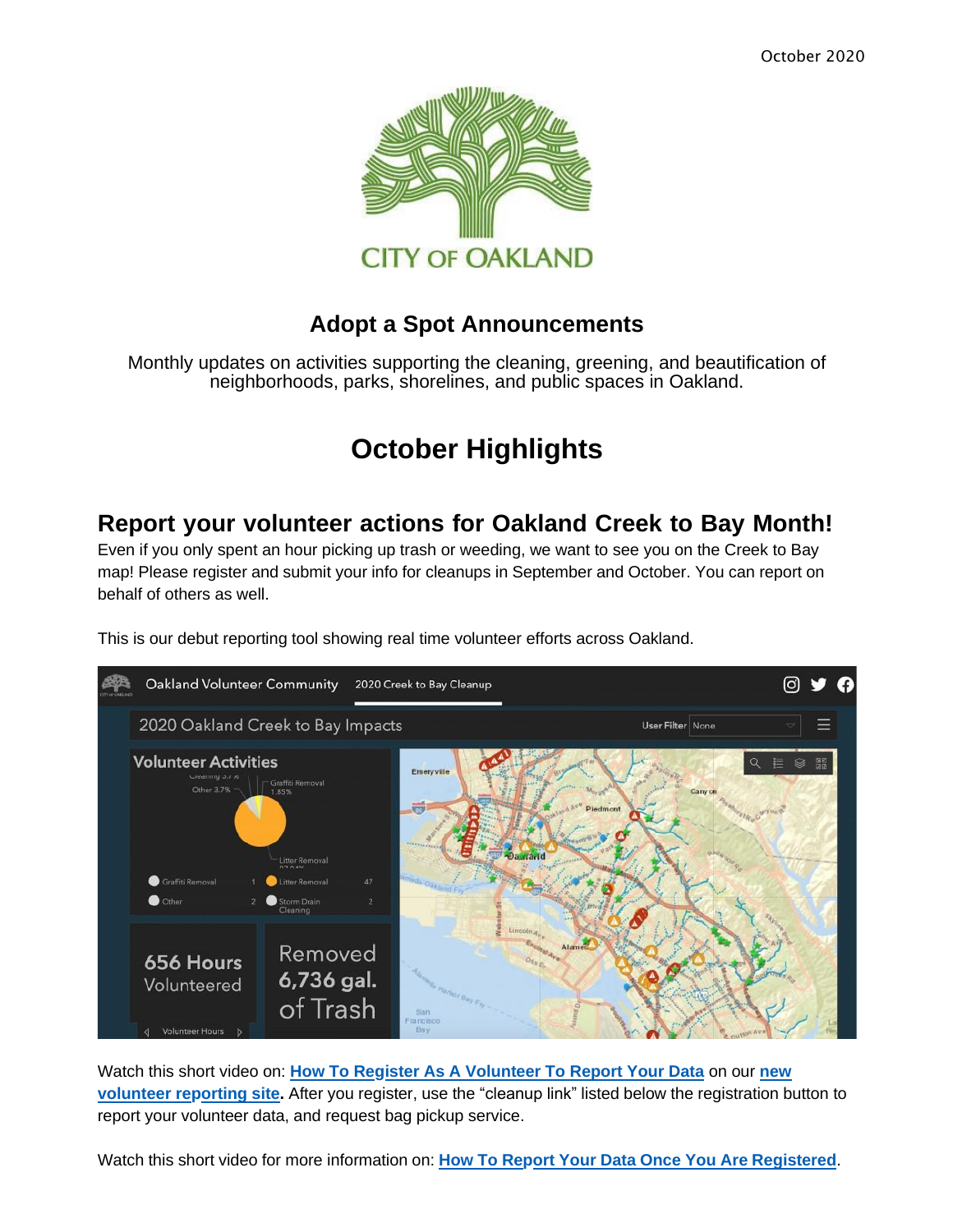October 2020

CITY OF OAKLAND

## Adopt a Spot Announcements

Monthly updates on activities supporting the cleaning, greening, and beautification of neighborhoods, parks, shorelines, and public spaces in Oakland.

# October Highlights

## Report your volunteer actions for Oakland Creek to Bay Month!

Even if you only spent an hour picking up trash or weeding, we want to see you on the Creek to Bay map! Please register and submit your info for cleanups in September and October. You can report on behalf of others as well.

This is our debut reporting tool showing real time volunteer efforts across Oakland.

Watch this short video on: **How To Register As A Volunteer To Report Your Data** on our **new volunteer reporting site.** After you register, use the "cleanup link" listed below the registration button to report your volunteer data, and request bag pickup service.

Watch this short video for more information on: **How To Report Your Data Once You Are Registered**.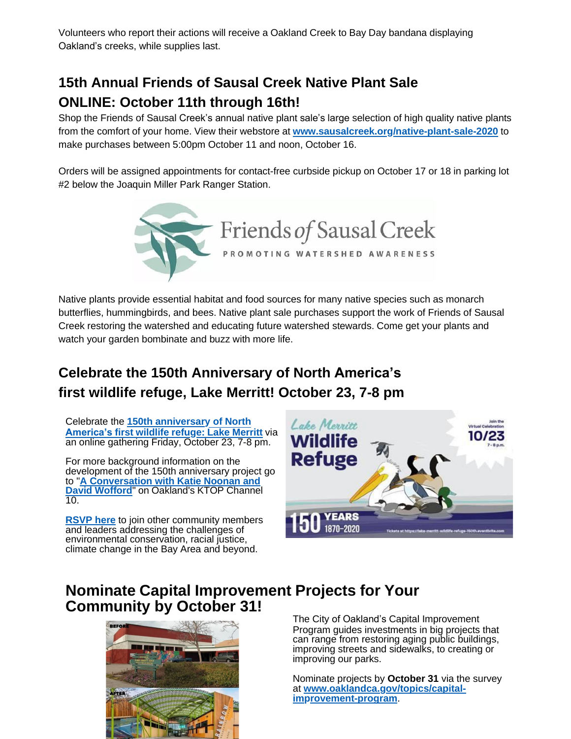Volunteers who report their actions will receive a Oakland Creek to Bay Day bandana displaying Oakland's creeks, while supplies last.

## 15th Annual Friends of Sausal Creek Native Plant Sale ONLINE: October 11th through 16th!

Shop the Friends of Sausal Creek's annual native plant sale's large selection of high quality native plants from the comfort of your home. View their webstore at **www.sausalcreek.org/native-plant-sale-2020** to make purchases between 5:00pm October 11 and noon, October 16.

Orders will be assigned appointments for contact-free curbside pickup on October 17 or 18 in parking lot #2 below the Joaquin Miller Park Ranger Station.

Native plants provide essential habitat and food sources for many native species such as monarch butterflies, hummingbirds, and bees. Native plant sale purchases support the work of Friends of Sausal Creek restoring the watershed and educating future watershed stewards. Come get your plants and watch your garden bombinate and buzz with more life.

## Celebrate the 150th Anniversary of North America's first wildlife refuge, Lake Merritt! October 23, 7-8 pm

Celebrate the **150th anniversary of North America's first wildlife refuge: Lake Merritt** via an online gathering Friday, October 23, 7-8 pm.

For more background information on the development of the 150th anniversary project go to "**A Conversation with Katie Noonan and David Wofford**" on Oakland's KTOP Channel 10.

**RSVP here** to join other community members and leaders addressing the challenges of environmental conservation, racial justice, climate change in the Bay Area and beyond.

## Nominate Capital Improvement Projects for Your Community by October 31!

The City of Oakland's Capital Improvement Program guides investments in big projects that can range from restoring aging public buildings, improving streets and sidewalks, to creating or improving our parks.

Nominate projects by **October 31** via the survey at **www.oaklandca.gov/topics/capital-improvement-program**.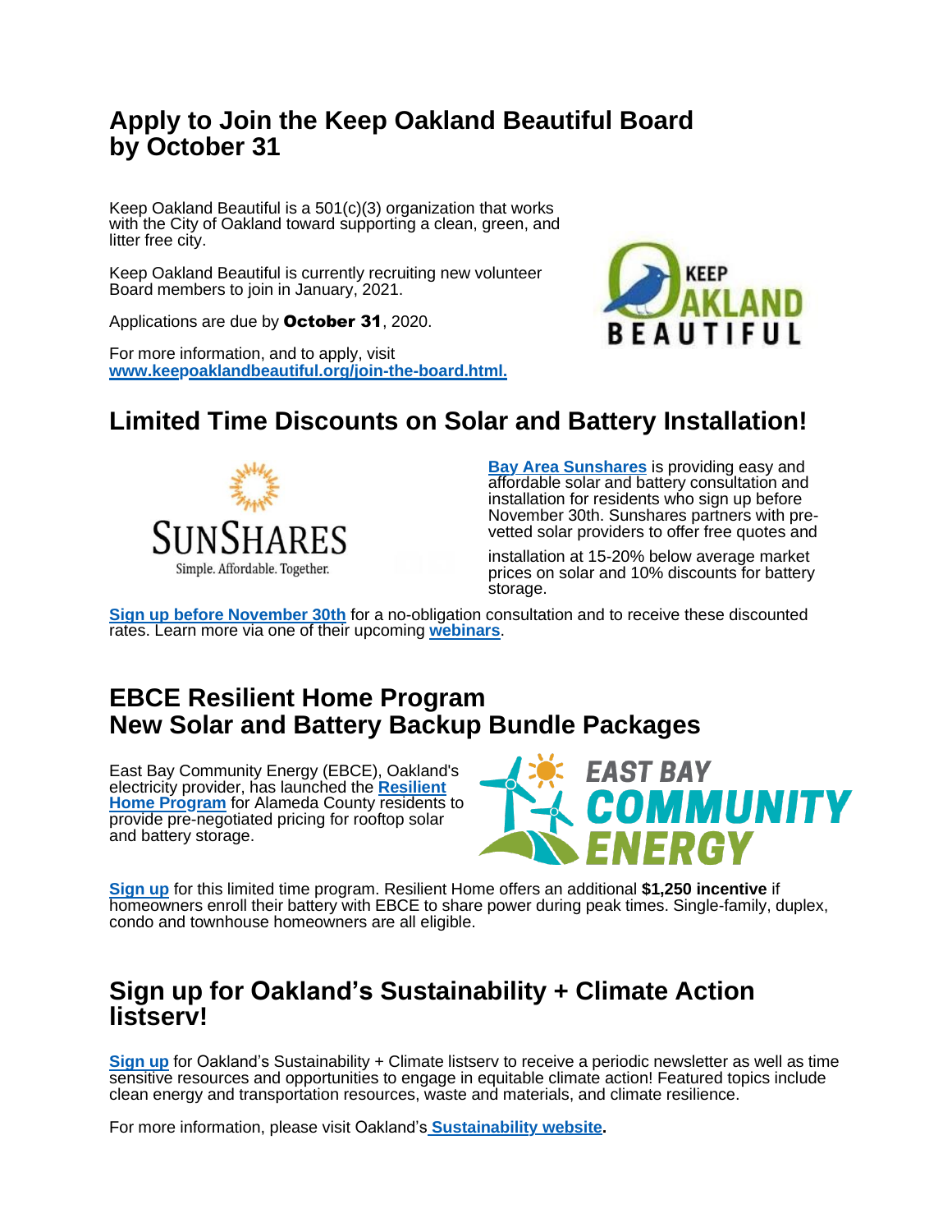## Apply to Join the Keep Oakland Beautiful Board by October 31

Keep Oakland Beautiful is a 501(c)(3) organization that works with the City of Oakland toward supporting a clean, green, and litter free city.

Keep Oakland Beautiful is currently recruiting new volunteer Board members to join in January, 2021.

Applications are due by **October 31**, 2020.

For more information, and to apply, visit **www.keepoaklandbeautiful.org/join-the-board.html.**

## Limited Time Discounts on Solar and Battery Installation!

**Bay Area Sunshares** is providing easy and affordable solar and battery consultation and installation for residents who sign up before November 30th. Sunshares partners with pre-vetted solar providers to offer free quotes and installation at 15-20% below average market prices on solar and 10% discounts for battery storage.

**Sign up before November 30th** for a no-obligation consultation and to receive these discounted rates. Learn more via one of their upcoming **webinars**.

## EBCE Resilient Home Program
## New Solar and Battery Backup Bundle Packages

East Bay Community Energy (EBCE), Oakland's electricity provider, has launched the **Resilient Home Program** for Alameda County residents to provide pre-negotiated pricing for rooftop solar and battery storage.

**Sign up** for this limited time program. Resilient Home offers an additional **$1,250 incentive** if homeowners enroll their battery with EBCE to share power during peak times. Single-family, duplex, condo and townhouse homeowners are all eligible.

## Sign up for Oakland's Sustainability + Climate Action listserv!

**Sign up** for Oakland's Sustainability + Climate listserv to receive a periodic newsletter as well as time sensitive resources and opportunities to engage in equitable climate action! Featured topics include clean energy and transportation resources, waste and materials, and climate resilience.

For more information, please visit Oakland's **Sustainability website.**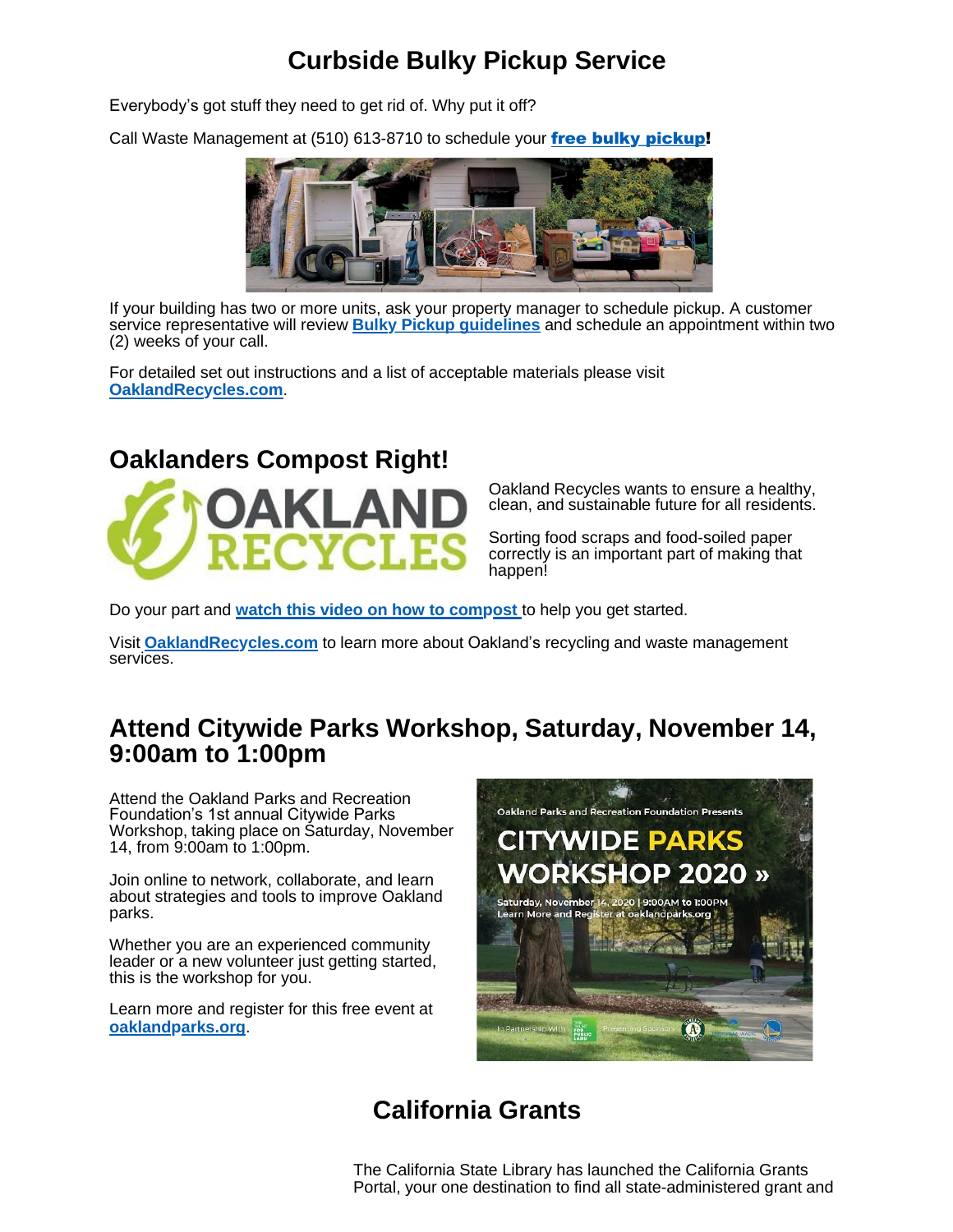# Curbside Bulky Pickup Service

Everybody's got stuff they need to get rid of. Why put it off?

Call Waste Management at (510) 613-8710 to schedule your **free bulky pickup**!

If your building has two or more units, ask your property manager to schedule pickup. A customer service representative will review **Bulky Pickup guidelines** and schedule an appointment within two (2) weeks of your call.

For detailed set out instructions and a list of acceptable materials please visit **OaklandRecycles.com**.

## Oaklanders Compost Right!

Oakland Recycles wants to ensure a healthy, clean, and sustainable future for all residents.

Sorting food scraps and food-soiled paper correctly is an important part of making that happen!

Do your part and **watch this video on how to compost** to help you get started.

Visit **OaklandRecycles.com** to learn more about Oakland's recycling and waste management services.

## Attend Citywide Parks Workshop, Saturday, November 14, 9:00am to 1:00pm

Attend the Oakland Parks and Recreation Foundation's 1st annual Citywide Parks Workshop, taking place on Saturday, November 14, from 9:00am to 1:00pm.

Join online to network, collaborate, and learn about strategies and tools to improve Oakland parks.

Whether you are an experienced community leader or a new volunteer just getting started, this is the workshop for you.

Learn more and register for this free event at **oaklandparks.org**.

# California Grants

The California State Library has launched the California Grants Portal, your one destination to find all state-administered grant and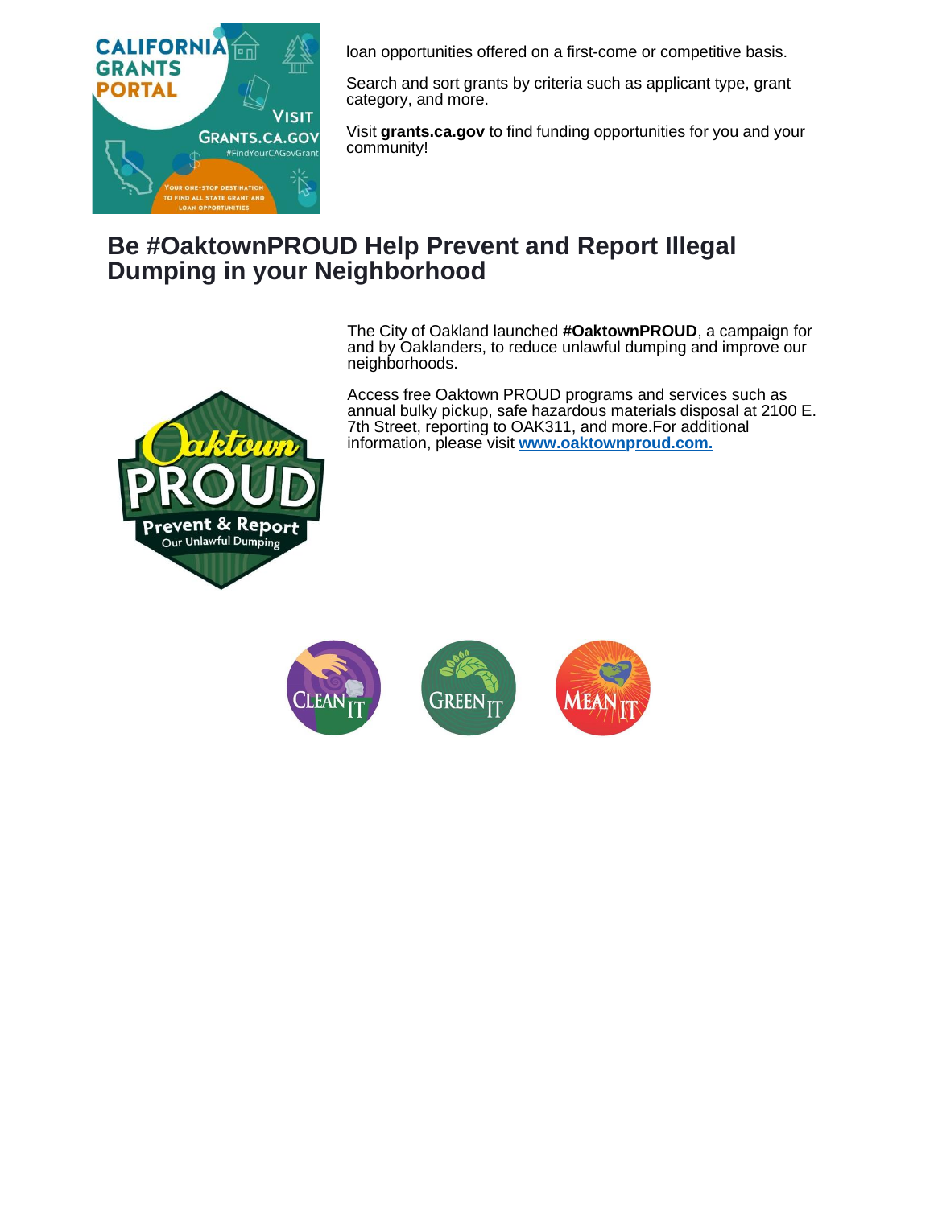loan opportunities offered on a first-come or competitive basis.

Search and sort grants by criteria such as applicant type, grant category, and more.

Visit **grants.ca.gov** to find funding opportunities for you and your community!

## Be #OaktownPROUD Help Prevent and Report Illegal Dumping in your Neighborhood

The City of Oakland launched **#OaktownPROUD**, a campaign for and by Oaklanders, to reduce unlawful dumping and improve our neighborhoods.

Access free Oaktown PROUD programs and services such as annual bulky pickup, safe hazardous materials disposal at 2100 E. 7th Street, reporting to OAK311, and more.For additional information, please visit **[www.oaktownproud.com.](http://www.oaktownproud.com)**